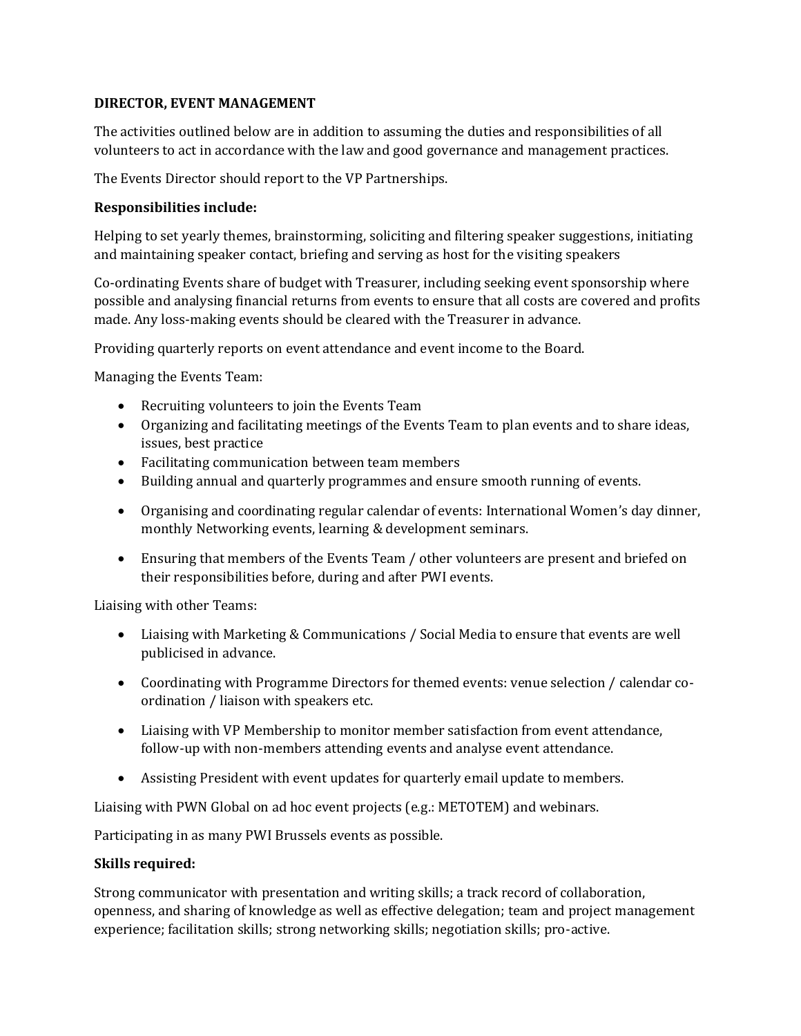**DIRECTOR, EVENT MANAGEMENT**

The activities outlined below are in addition to assuming the duties and responsibilities of all volunteers to act in accordance with the law and good governance and management practices.

The Events Director should report to the VP Partnerships.

**Responsibilities include:**

Helping to set yearly themes, brainstorming, soliciting and filtering speaker suggestions, initiating and maintaining speaker contact, briefing and serving as host for the visiting speakers

Co-ordinating Events share of budget with Treasurer, including seeking event sponsorship where possible and analysing financial returns from events to ensure that all costs are covered and profits made. Any loss-making events should be cleared with the Treasurer in advance.

Providing quarterly reports on event attendance and event income to the Board.

Managing the Events Team:

- Recruiting volunteers to join the Events Team
- Organizing and facilitating meetings of the Events Team to plan events and to share ideas, issues, best practice
- Facilitating communication between team members
- Building annual and quarterly programmes and ensure smooth running of events.
- Organising and coordinating regular calendar of events: International Women's day dinner, monthly Networking events, learning & development seminars.
- Ensuring that members of the Events Team / other volunteers are present and briefed on their responsibilities before, during and after PWI events.

Liaising with other Teams:

- Liaising with Marketing & Communications / Social Media to ensure that events are well publicised in advance.
- Coordinating with Programme Directors for themed events: venue selection / calendar co-ordination / liaison with speakers etc.
- Liaising with VP Membership to monitor member satisfaction from event attendance, follow-up with non-members attending events and analyse event attendance.
- Assisting President with event updates for quarterly email update to members.

Liaising with PWN Global on ad hoc event projects (e.g.: METOTEM) and webinars.

Participating in as many PWI Brussels events as possible.

**Skills required:**

Strong communicator with presentation and writing skills; a track record of collaboration, openness, and sharing of knowledge as well as effective delegation; team and project management experience; facilitation skills; strong networking skills; negotiation skills; pro-active.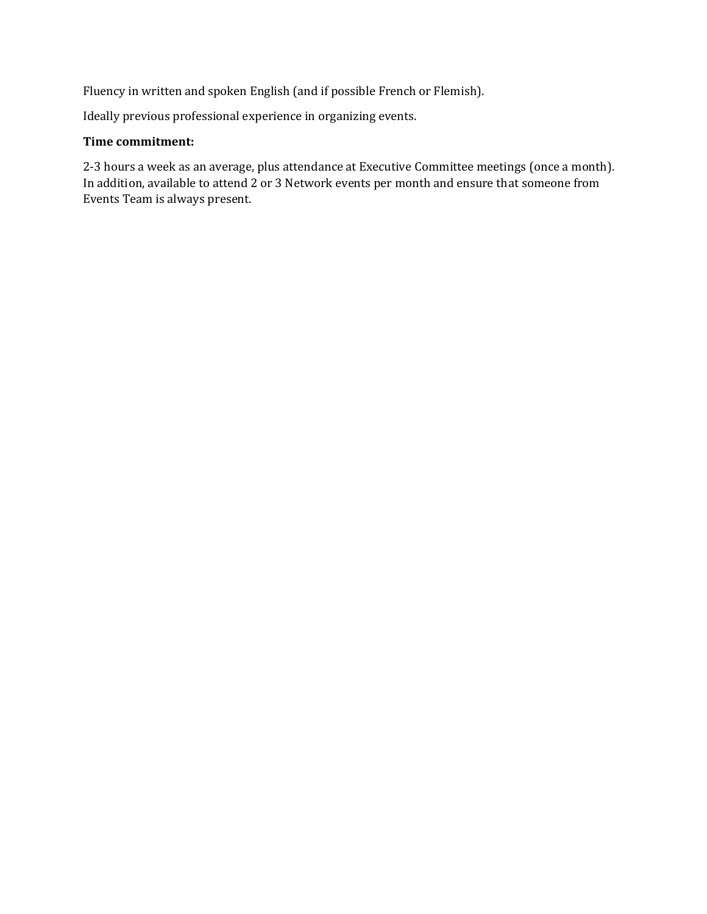Fluency in written and spoken English (and if possible French or Flemish).

Ideally previous professional experience in organizing events.

**Time commitment:**

2-3 hours a week as an average, plus attendance at Executive Committee meetings (once a month). In addition, available to attend 2 or 3 Network events per month and ensure that someone from Events Team is always present.